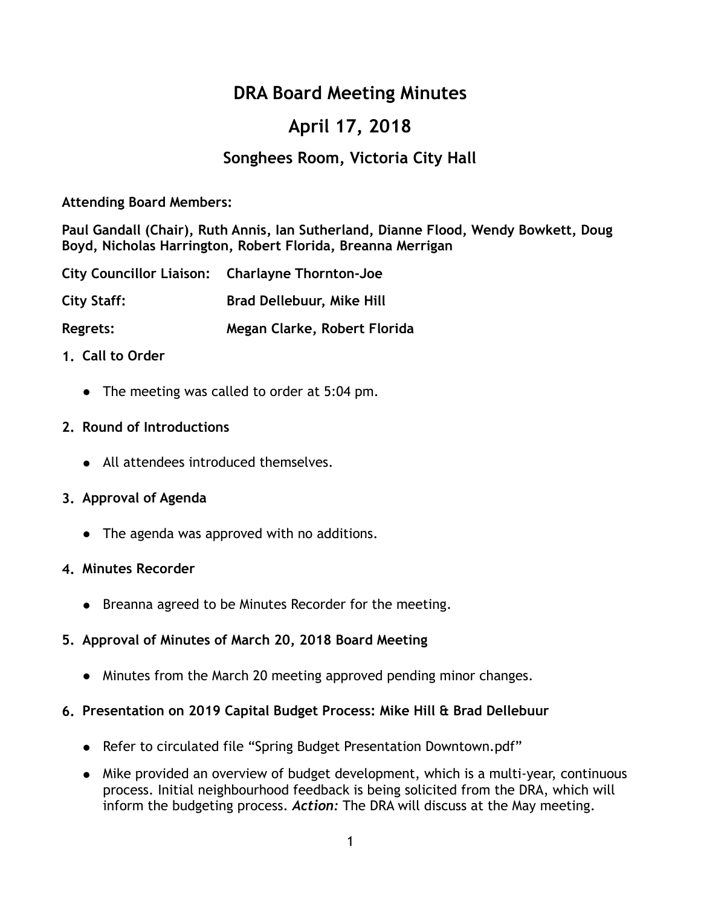# DRA Board Meeting Minutes

## April 17, 2018

### Songhees Room, Victoria City Hall

**Attending Board Members:**

**Paul Gandall (Chair), Ruth Annis, Ian Sutherland, Dianne Flood, Wendy Bowkett, Doug Boyd, Nicholas Harrington, Robert Florida, Breanna Merrigan**

**City Councillor Liaison: Charlayne Thornton-Joe**

**City Staff: Brad Dellebuur, Mike Hill**

**Regrets: Megan Clarke, Robert Florida**

1. **Call to Order**
   - The meeting was called to order at 5:04 pm.

2. **Round of Introductions**
   - All attendees introduced themselves.

3. **Approval of Agenda**
   - The agenda was approved with no additions.

4. **Minutes Recorder**
   - Breanna agreed to be Minutes Recorder for the meeting.

5. **Approval of Minutes of March 20, 2018 Board Meeting**
   - Minutes from the March 20 meeting approved pending minor changes.

6. **Presentation on 2019 Capital Budget Process: Mike Hill & Brad Dellebuur**
   - Refer to circulated file "Spring Budget Presentation Downtown.pdf"
   - Mike provided an overview of budget development, which is a multi-year, continuous process. Initial neighbourhood feedback is being solicited from the DRA, which will inform the budgeting process. ***Action:*** The DRA will discuss at the May meeting.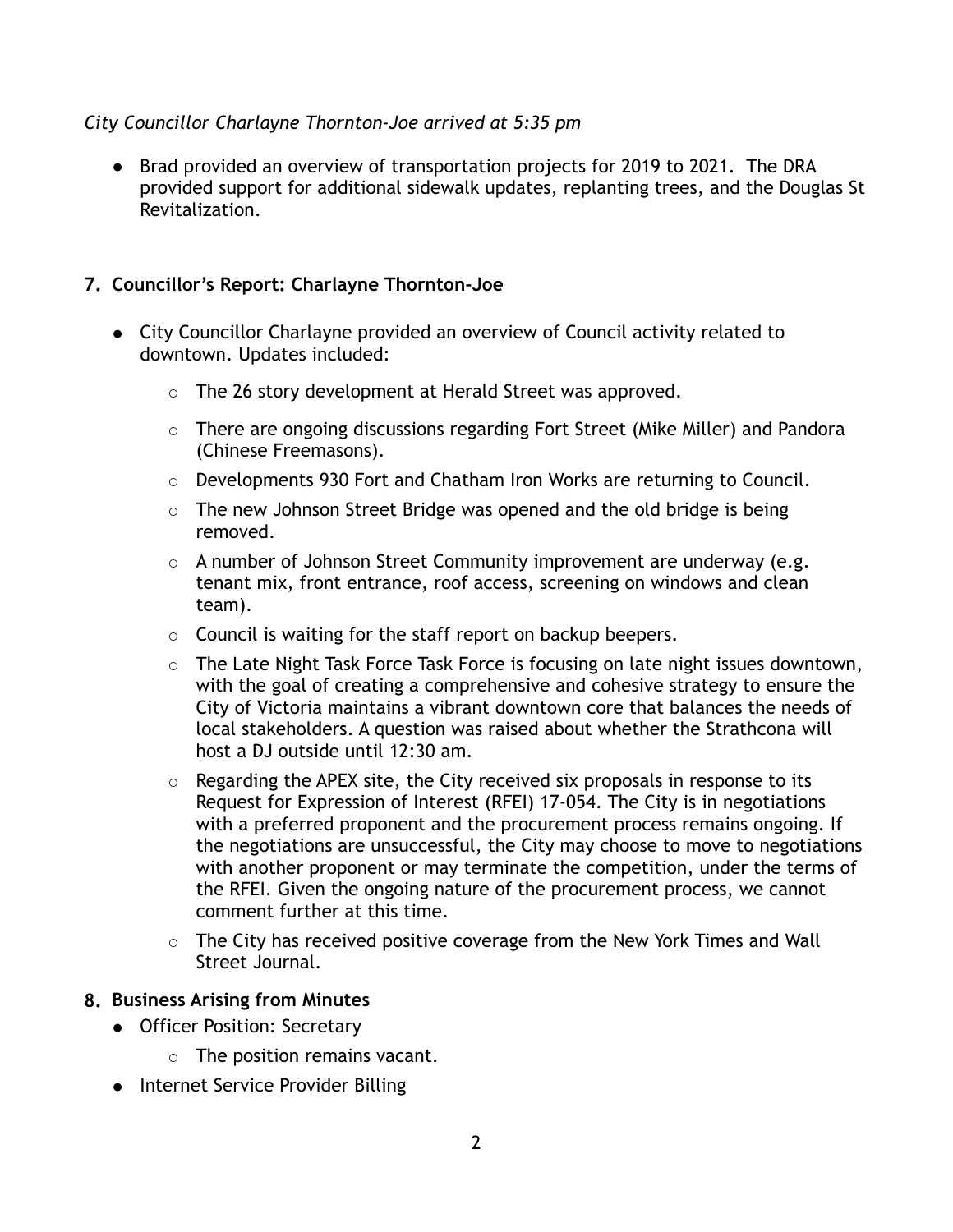*City Councillor Charlayne Thornton-Joe arrived at 5:35 pm*

- Brad provided an overview of transportation projects for 2019 to 2021. The DRA provided support for additional sidewalk updates, replanting trees, and the Douglas St Revitalization.

## 7. Councillor's Report: Charlayne Thornton-Joe

- City Councillor Charlayne provided an overview of Council activity related to downtown. Updates included:
  - The 26 story development at Herald Street was approved.
  - There are ongoing discussions regarding Fort Street (Mike Miller) and Pandora (Chinese Freemasons).
  - Developments 930 Fort and Chatham Iron Works are returning to Council.
  - The new Johnson Street Bridge was opened and the old bridge is being removed.
  - A number of Johnson Street Community improvement are underway (e.g. tenant mix, front entrance, roof access, screening on windows and clean team).
  - Council is waiting for the staff report on backup beepers.
  - The Late Night Task Force Task Force is focusing on late night issues downtown, with the goal of creating a comprehensive and cohesive strategy to ensure the City of Victoria maintains a vibrant downtown core that balances the needs of local stakeholders. A question was raised about whether the Strathcona will host a DJ outside until 12:30 am.
  - Regarding the APEX site, the City received six proposals in response to its Request for Expression of Interest (RFEI) 17-054. The City is in negotiations with a preferred proponent and the procurement process remains ongoing. If the negotiations are unsuccessful, the City may choose to move to negotiations with another proponent or may terminate the competition, under the terms of the RFEI. Given the ongoing nature of the procurement process, we cannot comment further at this time.
  - The City has received positive coverage from the New York Times and Wall Street Journal.

## 8. Business Arising from Minutes

- Officer Position: Secretary
  - The position remains vacant.
- Internet Service Provider Billing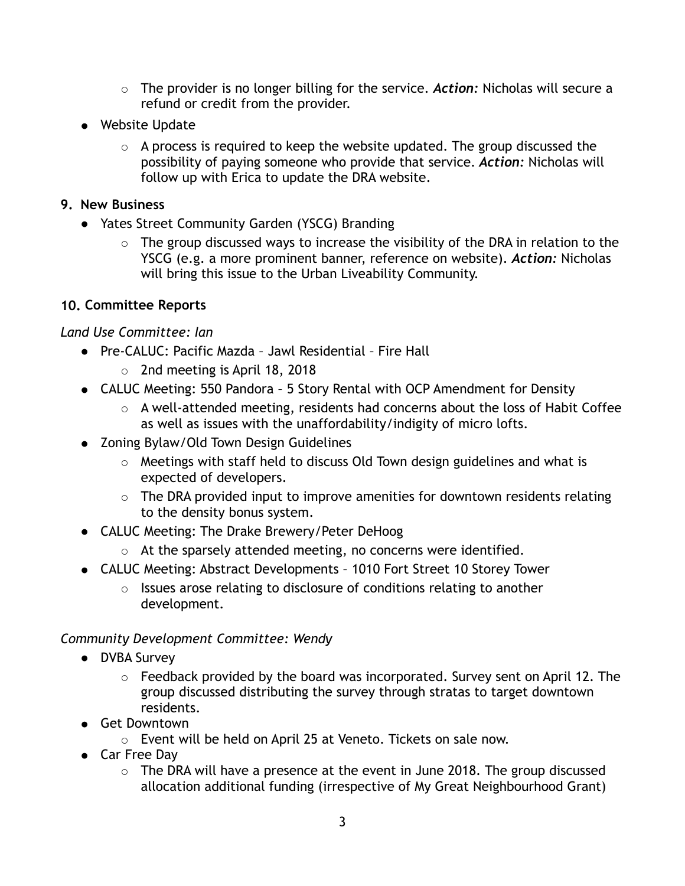- The provider is no longer billing for the service. ***Action:*** Nicholas will secure a refund or credit from the provider.
- Website Update
  - A process is required to keep the website updated. The group discussed the possibility of paying someone who provide that service. ***Action:*** Nicholas will follow up with Erica to update the DRA website.

**9. New Business**

- Yates Street Community Garden (YSCG) Branding
  - The group discussed ways to increase the visibility of the DRA in relation to the YSCG (e.g. a more prominent banner, reference on website). ***Action:*** Nicholas will bring this issue to the Urban Liveability Community.

**10. Committee Reports**

*Land Use Committee: Ian*

- Pre-CALUC: Pacific Mazda – Jawl Residential – Fire Hall
  - 2nd meeting is April 18, 2018
- CALUC Meeting: 550 Pandora – 5 Story Rental with OCP Amendment for Density
  - A well-attended meeting, residents had concerns about the loss of Habit Coffee as well as issues with the unaffordability/indigity of micro lofts.
- Zoning Bylaw/Old Town Design Guidelines
  - Meetings with staff held to discuss Old Town design guidelines and what is expected of developers.
  - The DRA provided input to improve amenities for downtown residents relating to the density bonus system.
- CALUC Meeting: The Drake Brewery/Peter DeHoog
  - At the sparsely attended meeting, no concerns were identified.
- CALUC Meeting: Abstract Developments – 1010 Fort Street 10 Storey Tower
  - Issues arose relating to disclosure of conditions relating to another development.

*Community Development Committee: Wendy*

- DVBA Survey
  - Feedback provided by the board was incorporated. Survey sent on April 12. The group discussed distributing the survey through stratas to target downtown residents.
- Get Downtown
  - Event will be held on April 25 at Veneto. Tickets on sale now.
- Car Free Day
  - The DRA will have a presence at the event in June 2018. The group discussed allocation additional funding (irrespective of My Great Neighbourhood Grant)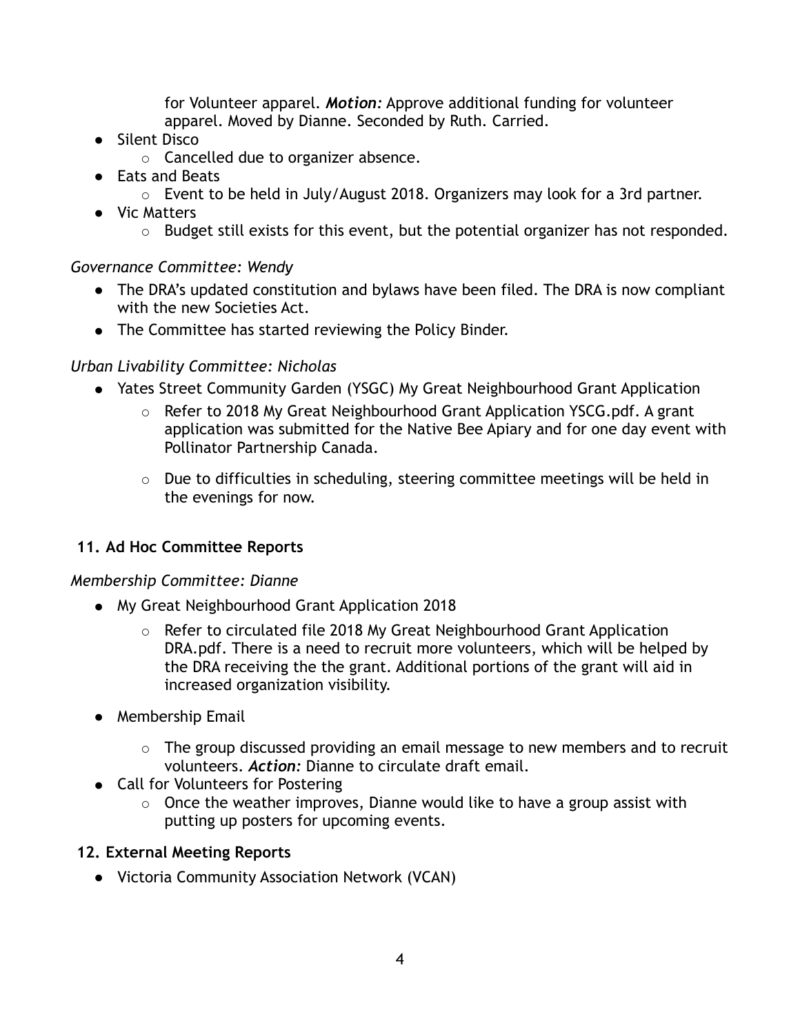for Volunteer apparel. ***Motion:*** Approve additional funding for volunteer apparel. Moved by Dianne. Seconded by Ruth. Carried.

- Silent Disco
  - Cancelled due to organizer absence.
- Eats and Beats
  - Event to be held in July/August 2018. Organizers may look for a 3rd partner.
- Vic Matters
  - Budget still exists for this event, but the potential organizer has not responded.

*Governance Committee: Wendy*

- The DRA's updated constitution and bylaws have been filed. The DRA is now compliant with the new Societies Act.
- The Committee has started reviewing the Policy Binder.

*Urban Livability Committee: Nicholas*

- Yates Street Community Garden (YSGC) My Great Neighbourhood Grant Application
  - Refer to 2018 My Great Neighbourhood Grant Application YSCG.pdf. A grant application was submitted for the Native Bee Apiary and for one day event with Pollinator Partnership Canada.
  - Due to difficulties in scheduling, steering committee meetings will be held in the evenings for now.

**11. Ad Hoc Committee Reports**

*Membership Committee: Dianne*

- My Great Neighbourhood Grant Application 2018
  - Refer to circulated file 2018 My Great Neighbourhood Grant Application DRA.pdf. There is a need to recruit more volunteers, which will be helped by the DRA receiving the the grant. Additional portions of the grant will aid in increased organization visibility.
- Membership Email
  - The group discussed providing an email message to new members and to recruit volunteers. ***Action:*** Dianne to circulate draft email.
- Call for Volunteers for Postering
  - Once the weather improves, Dianne would like to have a group assist with putting up posters for upcoming events.

**12. External Meeting Reports**

- Victoria Community Association Network (VCAN)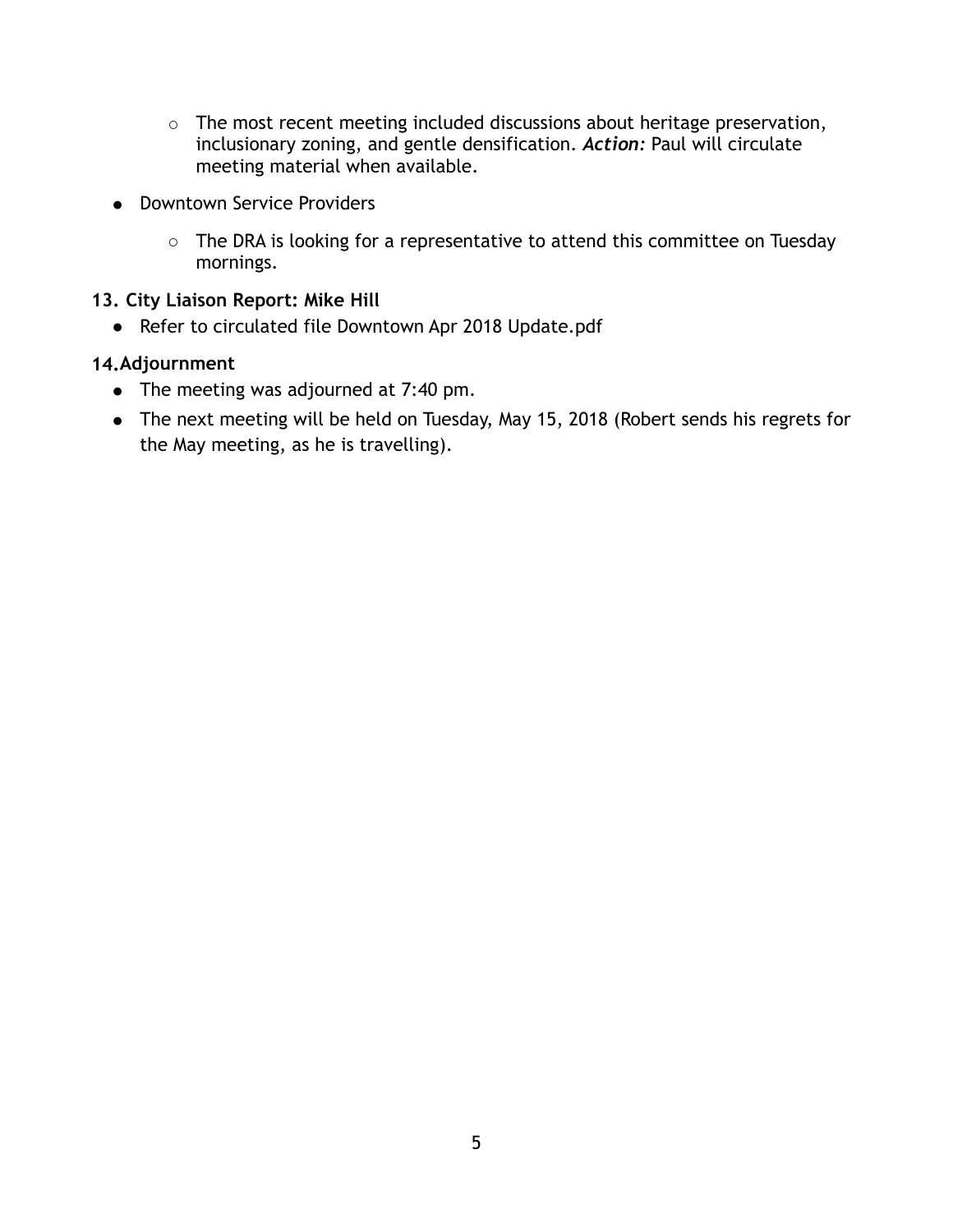- The most recent meeting included discussions about heritage preservation, inclusionary zoning, and gentle densification. ***Action:*** Paul will circulate meeting material when available.
- Downtown Service Providers
  - The DRA is looking for a representative to attend this committee on Tuesday mornings.

### 13. City Liaison Report: Mike Hill

- Refer to circulated file Downtown Apr 2018 Update.pdf

### 14. Adjournment

- The meeting was adjourned at 7:40 pm.
- The next meeting will be held on Tuesday, May 15, 2018 (Robert sends his regrets for the May meeting, as he is travelling).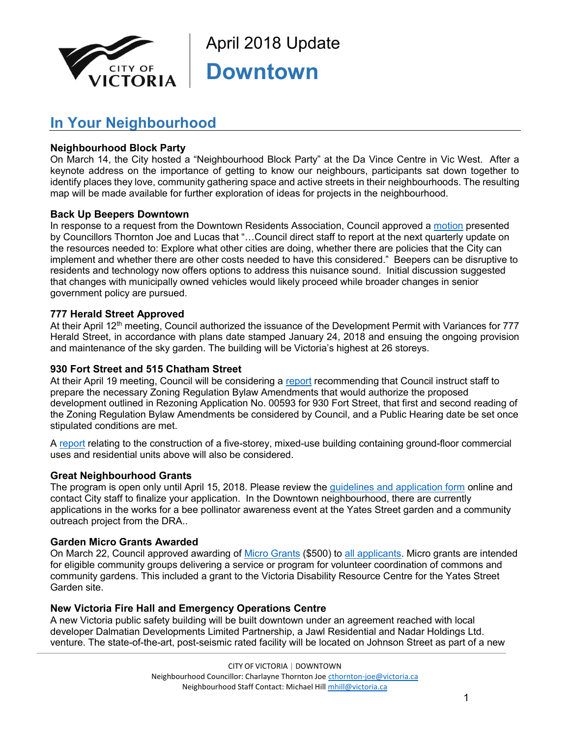April 2018 Update

# Downtown

## In Your Neighbourhood

### Neighbourhood Block Party

On March 14, the City hosted a "Neighbourhood Block Party" at the Da Vince Centre in Vic West. After a keynote address on the importance of getting to know our neighbours, participants sat down together to identify places they love, community gathering space and active streets in their neighbourhoods. The resulting map will be made available for further exploration of ideas for projects in the neighbourhood.

### Back Up Beepers Downtown

In response to a request from the Downtown Residents Association, Council approved a motion presented by Councillors Thornton Joe and Lucas that "…Council direct staff to report at the next quarterly update on the resources needed to: Explore what other cities are doing, whether there are policies that the City can implement and whether there are other costs needed to have this considered." Beepers can be disruptive to residents and technology now offers options to address this nuisance sound. Initial discussion suggested that changes with municipally owned vehicles would likely proceed while broader changes in senior government policy are pursued.

### 777 Herald Street Approved

At their April 12th meeting, Council authorized the issuance of the Development Permit with Variances for 777 Herald Street, in accordance with plans date stamped January 24, 2018 and ensuing the ongoing provision and maintenance of the sky garden. The building will be Victoria's highest at 26 storeys.

### 930 Fort Street and 515 Chatham Street

At their April 19 meeting, Council will be considering a report recommending that Council instruct staff to prepare the necessary Zoning Regulation Bylaw Amendments that would authorize the proposed development outlined in Rezoning Application No. 00593 for 930 Fort Street, that first and second reading of the Zoning Regulation Bylaw Amendments be considered by Council, and a Public Hearing date be set once stipulated conditions are met.

A report relating to the construction of a five-storey, mixed-use building containing ground-floor commercial uses and residential units above will also be considered.

### Great Neighbourhood Grants

The program is open only until April 15, 2018. Please review the guidelines and application form online and contact City staff to finalize your application. In the Downtown neighbourhood, there are currently applications in the works for a bee pollinator awareness event at the Yates Street garden and a community outreach project from the DRA..

### Garden Micro Grants Awarded

On March 22, Council approved awarding of Micro Grants ($500) to all applicants. Micro grants are intended for eligible community groups delivering a service or program for volunteer coordination of commons and community gardens. This included a grant to the Victoria Disability Resource Centre for the Yates Street Garden site.

### New Victoria Fire Hall and Emergency Operations Centre

A new Victoria public safety building will be built downtown under an agreement reached with local developer Dalmatian Developments Limited Partnership, a Jawl Residential and Nadar Holdings Ltd. venture. The state-of-the-art, post-seismic rated facility will be located on Johnson Street as part of a new

CITY OF VICTORIA | DOWNTOWN
Neighbourhood Councillor: Charlayne Thornton Joe cthornton-joe@victoria.ca
Neighbourhood Staff Contact: Michael Hill mhill@victoria.ca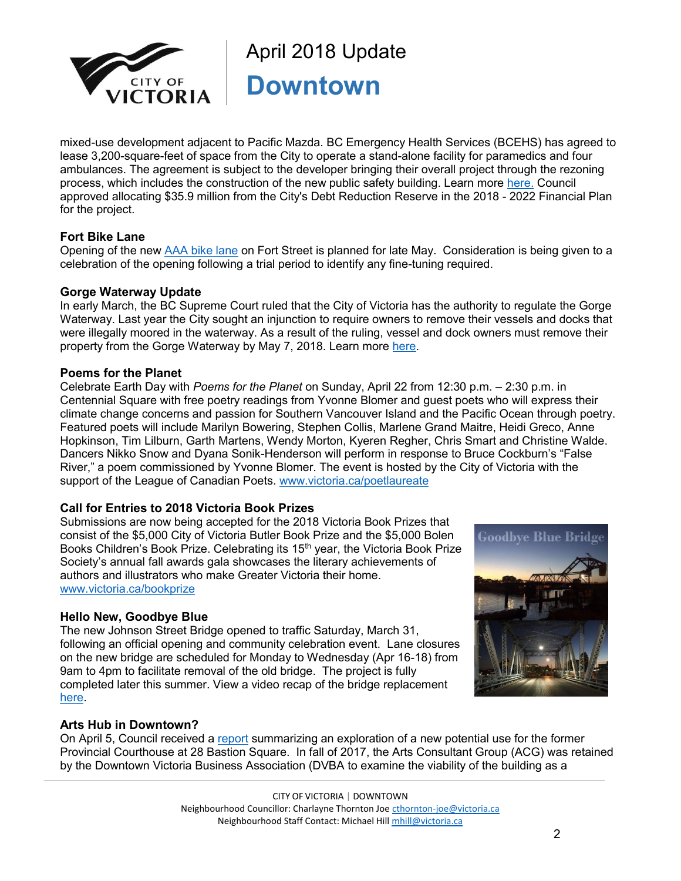mixed-use development adjacent to Pacific Mazda. BC Emergency Health Services (BCEHS) has agreed to lease 3,200-square-feet of space from the City to operate a stand-alone facility for paramedics and four ambulances. The agreement is subject to the developer bringing their overall project through the rezoning process, which includes the construction of the new public safety building. Learn more here. Council approved allocating $35.9 million from the City's Debt Reduction Reserve in the 2018 - 2022 Financial Plan for the project.

**Fort Bike Lane**

Opening of the new AAA bike lane on Fort Street is planned for late May. Consideration is being given to a celebration of the opening following a trial period to identify any fine-tuning required.

**Gorge Waterway Update**

In early March, the BC Supreme Court ruled that the City of Victoria has the authority to regulate the Gorge Waterway. Last year the City sought an injunction to require owners to remove their vessels and docks that were illegally moored in the waterway. As a result of the ruling, vessel and dock owners must remove their property from the Gorge Waterway by May 7, 2018. Learn more here.

**Poems for the Planet**

Celebrate Earth Day with *Poems for the Planet* on Sunday, April 22 from 12:30 p.m. – 2:30 p.m. in Centennial Square with free poetry readings from Yvonne Blomer and guest poets who will express their climate change concerns and passion for Southern Vancouver Island and the Pacific Ocean through poetry. Featured poets will include Marilyn Bowering, Stephen Collis, Marlene Grand Maitre, Heidi Greco, Anne Hopkinson, Tim Lilburn, Garth Martens, Wendy Morton, Kyeren Regher, Chris Smart and Christine Walde. Dancers Nikko Snow and Dyana Sonik-Henderson will perform in response to Bruce Cockburn's "False River," a poem commissioned by Yvonne Blomer. The event is hosted by the City of Victoria with the support of the League of Canadian Poets. www.victoria.ca/poetlaureate

**Call for Entries to 2018 Victoria Book Prizes**

Submissions are now being accepted for the 2018 Victoria Book Prizes that consist of the $5,000 City of Victoria Butler Book Prize and the $5,000 Bolen Books Children's Book Prize. Celebrating its 15th year, the Victoria Book Prize Society's annual fall awards gala showcases the literary achievements of authors and illustrators who make Greater Victoria their home. www.victoria.ca/bookprize

**Hello New, Goodbye Blue**

The new Johnson Street Bridge opened to traffic Saturday, March 31, following an official opening and community celebration event. Lane closures on the new bridge are scheduled for Monday to Wednesday (Apr 16-18) from 9am to 4pm to facilitate removal of the old bridge. The project is fully completed later this summer. View a video recap of the bridge replacement here.

**Arts Hub in Downtown?**

On April 5, Council received a report summarizing an exploration of a new potential use for the former Provincial Courthouse at 28 Bastion Square. In fall of 2017, the Arts Consultant Group (ACG) was retained by the Downtown Victoria Business Association (DVBA to examine the viability of the building as a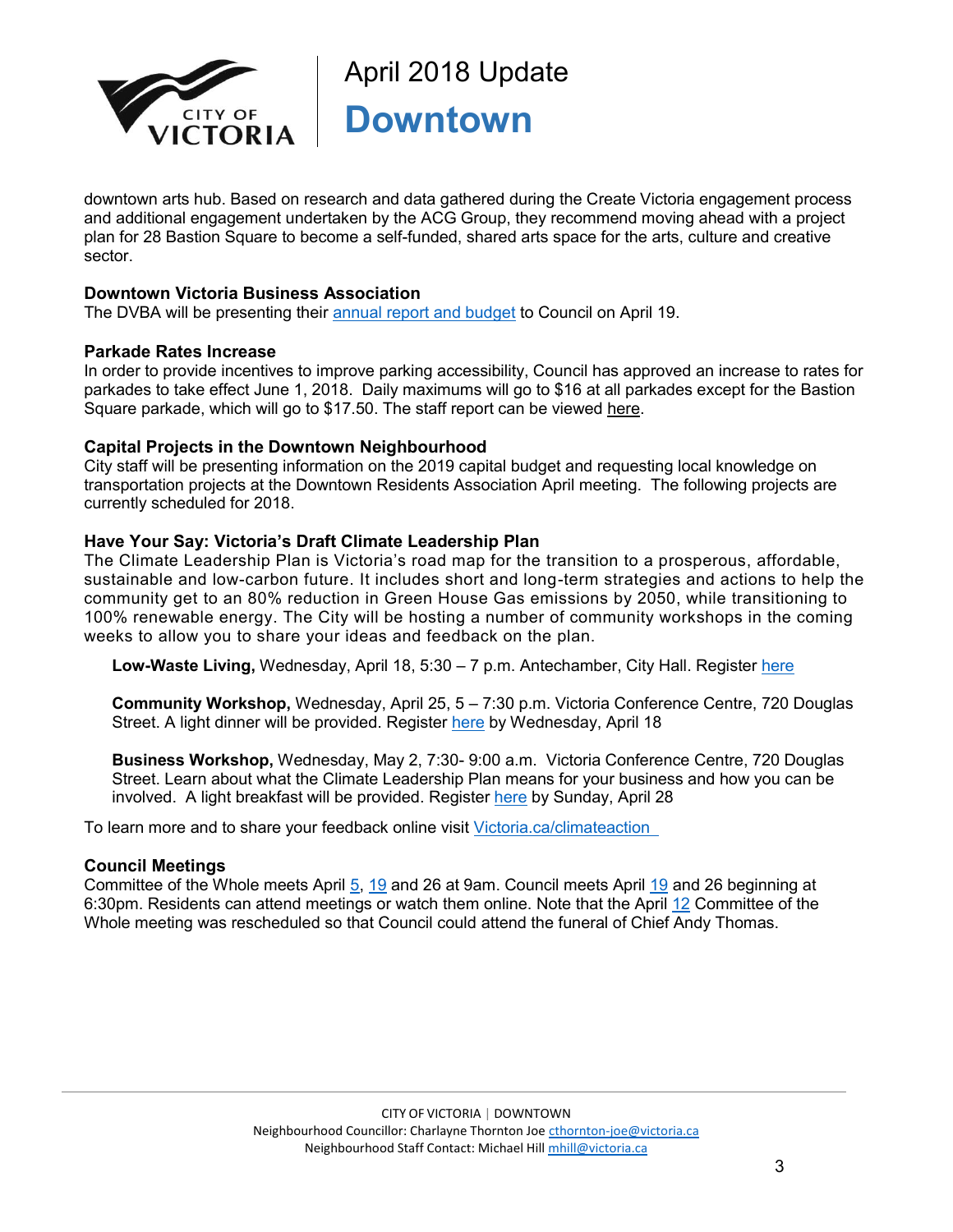downtown arts hub. Based on research and data gathered during the Create Victoria engagement process and additional engagement undertaken by the ACG Group, they recommend moving ahead with a project plan for 28 Bastion Square to become a self-funded, shared arts space for the arts, culture and creative sector.

**Downtown Victoria Business Association**

The DVBA will be presenting their annual report and budget to Council on April 19.

**Parkade Rates Increase**

In order to provide incentives to improve parking accessibility, Council has approved an increase to rates for parkades to take effect June 1, 2018. Daily maximums will go to $16 at all parkades except for the Bastion Square parkade, which will go to $17.50. The staff report can be viewed here.

**Capital Projects in the Downtown Neighbourhood**

City staff will be presenting information on the 2019 capital budget and requesting local knowledge on transportation projects at the Downtown Residents Association April meeting. The following projects are currently scheduled for 2018.

**Have Your Say: Victoria's Draft Climate Leadership Plan**

The Climate Leadership Plan is Victoria's road map for the transition to a prosperous, affordable, sustainable and low-carbon future. It includes short and long-term strategies and actions to help the community get to an 80% reduction in Green House Gas emissions by 2050, while transitioning to 100% renewable energy. The City will be hosting a number of community workshops in the coming weeks to allow you to share your ideas and feedback on the plan.

**Low-Waste Living,** Wednesday, April 18, 5:30 – 7 p.m. Antechamber, City Hall. Register here

**Community Workshop,** Wednesday, April 25, 5 – 7:30 p.m. Victoria Conference Centre, 720 Douglas Street. A light dinner will be provided. Register here by Wednesday, April 18

**Business Workshop,** Wednesday, May 2, 7:30- 9:00 a.m. Victoria Conference Centre, 720 Douglas Street. Learn about what the Climate Leadership Plan means for your business and how you can be involved. A light breakfast will be provided. Register here by Sunday, April 28

To learn more and to share your feedback online visit Victoria.ca/climateaction

**Council Meetings**

Committee of the Whole meets April 5, 19 and 26 at 9am. Council meets April 19 and 26 beginning at 6:30pm. Residents can attend meetings or watch them online. Note that the April 12 Committee of the Whole meeting was rescheduled so that Council could attend the funeral of Chief Andy Thomas.